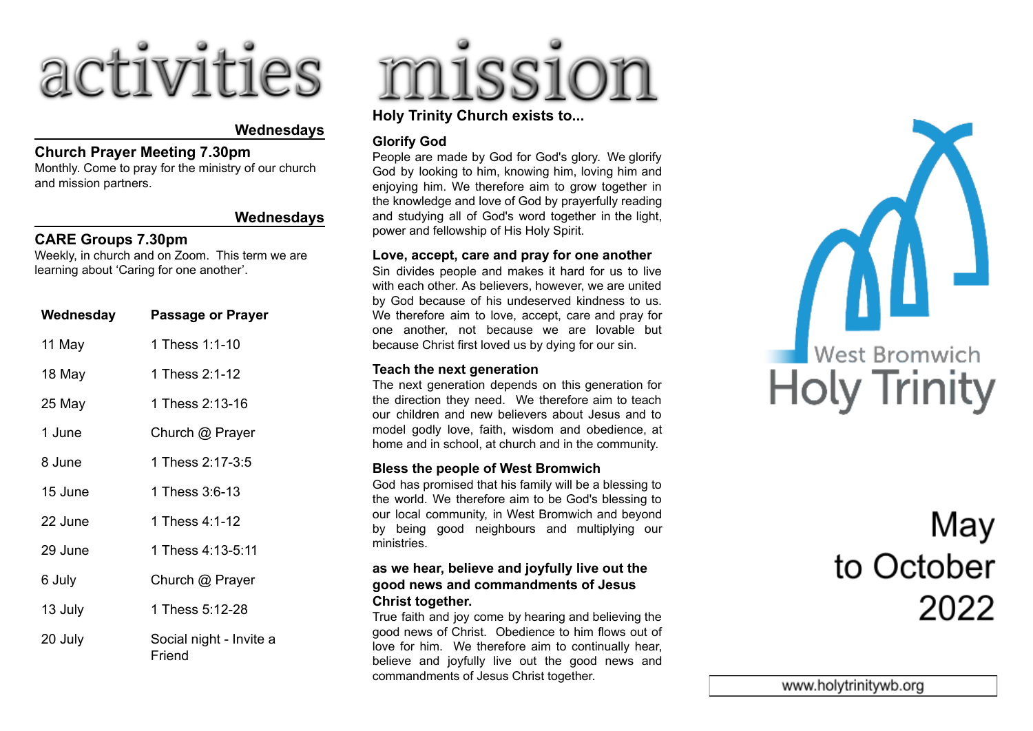# activities

**Wednesdays**

## Church Prayer Meeting 7.30pm

Monthly. Come to pray for the ministry of our church and mission partners.

**Wednesdays**

## CARE Groups 7.30pm

Weekly, in church and on Zoom. This term we are learning about 'Caring for one another'.

| Wednesday | Passage or Prayer |
|---|---|
| 11 May | 1 Thess 1:1-10 |
| 18 May | 1 Thess 2:1-12 |
| 25 May | 1 Thess 2:13-16 |
| 1 June | Church @ Prayer |
| 8 June | 1 Thess 2:17-3:5 |
| 15 June | 1 Thess 3:6-13 |
| 22 June | 1 Thess 4:1-12 |
| 29 June | 1 Thess 4:13-5:11 |
| 6 July | Church @ Prayer |
| 13 July | 1 Thess 5:12-28 |
| 20 July | Social night - Invite a Friend |

# mission

**Holy Trinity Church exists to...**

### Glorify God

People are made by God for God's glory. We glorify God by looking to him, knowing him, loving him and enjoying him. We therefore aim to grow together in the knowledge and love of God by prayerfully reading and studying all of God's word together in the light, power and fellowship of His Holy Spirit.

### Love, accept, care and pray for one another

Sin divides people and makes it hard for us to live with each other. As believers, however, we are united by God because of his undeserved kindness to us. We therefore aim to love, accept, care and pray for one another, not because we are lovable but because Christ first loved us by dying for our sin.

### Teach the next generation

The next generation depends on this generation for the direction they need. We therefore aim to teach our children and new believers about Jesus and to model godly love, faith, wisdom and obedience, at home and in school, at church and in the community.

### Bless the people of West Bromwich

God has promised that his family will be a blessing to the world. We therefore aim to be God's blessing to our local community, in West Bromwich and beyond by being good neighbours and multiplying our ministries.

### as we hear, believe and joyfully live out the good news and commandments of Jesus Christ together.

True faith and joy come by hearing and believing the good news of Christ. Obedience to him flows out of love for him. We therefore aim to continually hear, believe and joyfully live out the good news and commandments of Jesus Christ together.

West Bromwich

# Holy Trinity

## May to October 2022

www.holytrinitywb.org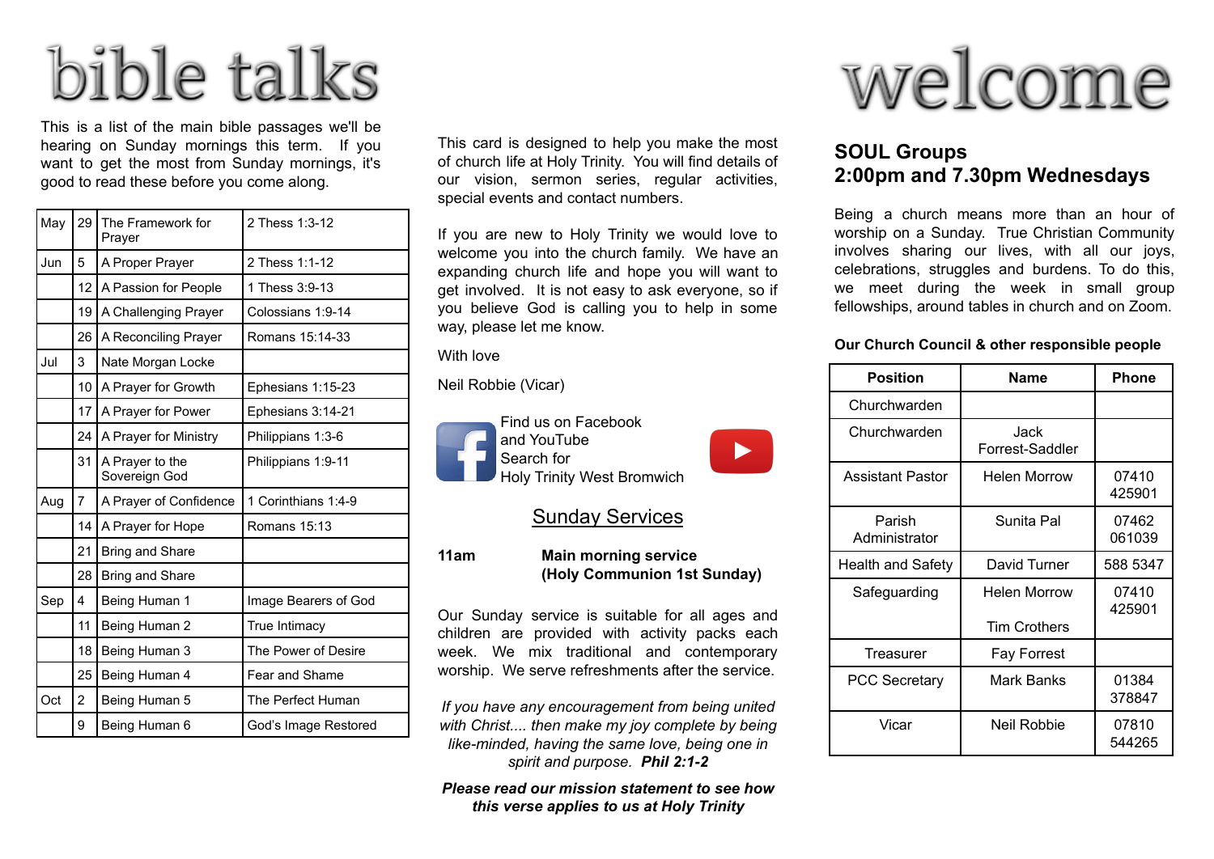# bible talks

This is a list of the main bible passages we'll be hearing on Sunday mornings this term. If you want to get the most from Sunday mornings, it's good to read these before you come along.

| | | | |
|---|---|---|---|
| May | 29 | The Framework for Prayer | 2 Thess 1:3-12 |
| Jun | 5 | A Proper Prayer | 2 Thess 1:1-12 |
| | 12 | A Passion for People | 1 Thess 3:9-13 |
| | 19 | A Challenging Prayer | Colossians 1:9-14 |
| | 26 | A Reconciling Prayer | Romans 15:14-33 |
| Jul | 3 | Nate Morgan Locke | |
| | 10 | A Prayer for Growth | Ephesians 1:15-23 |
| | 17 | A Prayer for Power | Ephesians 3:14-21 |
| | 24 | A Prayer for Ministry | Philippians 1:3-6 |
| | 31 | A Prayer to the Sovereign God | Philippians 1:9-11 |
| Aug | 7 | A Prayer of Confidence | 1 Corinthians 1:4-9 |
| | 14 | A Prayer for Hope | Romans 15:13 |
| | 21 | Bring and Share | |
| | 28 | Bring and Share | |
| Sep | 4 | Being Human 1 | Image Bearers of God |
| | 11 | Being Human 2 | True Intimacy |
| | 18 | Being Human 3 | The Power of Desire |
| | 25 | Being Human 4 | Fear and Shame |
| Oct | 2 | Being Human 5 | The Perfect Human |
| | 9 | Being Human 6 | God's Image Restored |

This card is designed to help you make the most of church life at Holy Trinity. You will find details of our vision, sermon series, regular activities, special events and contact numbers.

If you are new to Holy Trinity we would love to welcome you into the church family. We have an expanding church life and hope you will want to get involved. It is not easy to ask everyone, so if you believe God is calling you to help in some way, please let me know.

With love

Neil Robbie (Vicar)

Find us on Facebook and YouTube
Search for
Holy Trinity West Bromwich

## Sunday Services

**11am** **Main morning service (Holy Communion 1st Sunday)**

Our Sunday service is suitable for all ages and children are provided with activity packs each week. We mix traditional and contemporary worship. We serve refreshments after the service.

*If you have any encouragement from being united with Christ.... then make my joy complete by being like-minded, having the same love, being one in spirit and purpose.* ***Phil 2:1-2***

***Please read our mission statement to see how this verse applies to us at Holy Trinity***

# welcome

## SOUL Groups 2:00pm and 7.30pm Wednesdays

Being a church means more than an hour of worship on a Sunday. True Christian Community involves sharing our lives, with all our joys, celebrations, struggles and burdens. To do this, we meet during the week in small group fellowships, around tables in church and on Zoom.

**Our Church Council & other responsible people**

| Position | Name | Phone |
|---|---|---|
| Churchwarden | | |
| Churchwarden | Jack Forrest-Saddler | |
| Assistant Pastor | Helen Morrow | 07410 425901 |
| Parish Administrator | Sunita Pal | 07462 061039 |
| Health and Safety | David Turner | 588 5347 |
| Safeguarding | Helen Morrow<br>Tim Crothers | 07410 425901 |
| Treasurer | Fay Forrest | |
| PCC Secretary | Mark Banks | 01384 378847 |
| Vicar | Neil Robbie | 07810 544265 |